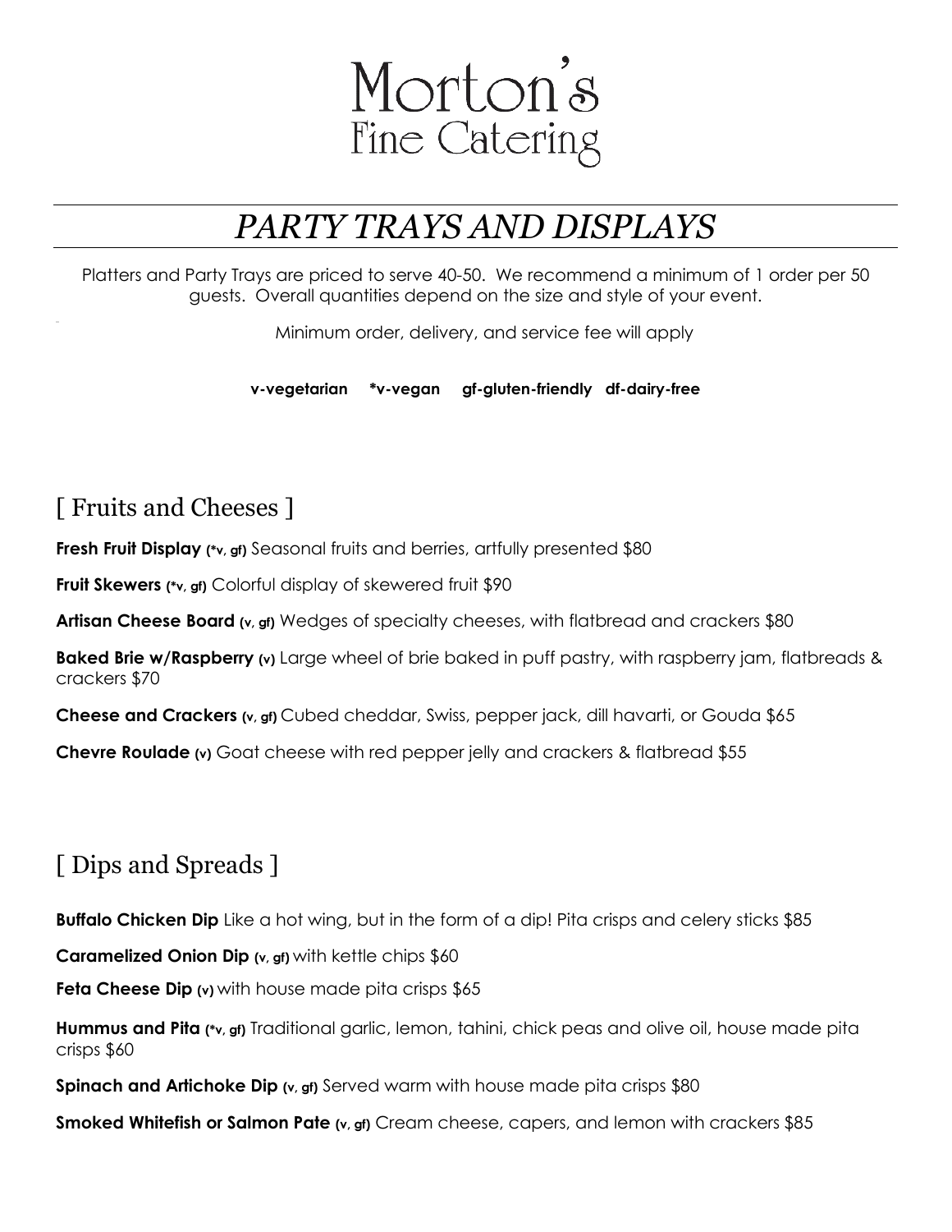# Morton's
## Fine Catering

# *PARTY TRAYS AND DISPLAYS*

Platters and Party Trays are priced to serve 40-50. We recommend a minimum of 1 order per 50 guests. Overall quantities depend on the size and style of your event.

Minimum order, delivery, and service fee will apply

**v-vegetarian \*v-vegan gf-gluten-friendly df-dairy-free**

## [ Fruits and Cheeses ]

**Fresh Fruit Display (\*v, gf)** Seasonal fruits and berries, artfully presented $80

**Fruit Skewers (\*v, gf)** Colorful display of skewered fruit $90

**Artisan Cheese Board (v, gf)** Wedges of specialty cheeses, with flatbread and crackers $80

**Baked Brie w/Raspberry (v)** Large wheel of brie baked in puff pastry, with raspberry jam, flatbreads & crackers $70

**Cheese and Crackers (v, gf)** Cubed cheddar, Swiss, pepper jack, dill havarti, or Gouda $65

**Chevre Roulade (v)** Goat cheese with red pepper jelly and crackers & flatbread $55

## [ Dips and Spreads ]

**Buffalo Chicken Dip** Like a hot wing, but in the form of a dip! Pita crisps and celery sticks $85

**Caramelized Onion Dip (v, gf)** with kettle chips $60

**Feta Cheese Dip (v)** with house made pita crisps $65

**Hummus and Pita (\*v, gf)** Traditional garlic, lemon, tahini, chick peas and olive oil, house made pita crisps $60

**Spinach and Artichoke Dip (v, gf)** Served warm with house made pita crisps $80

**Smoked Whitefish or Salmon Pate (v, gf)** Cream cheese, capers, and lemon with crackers $85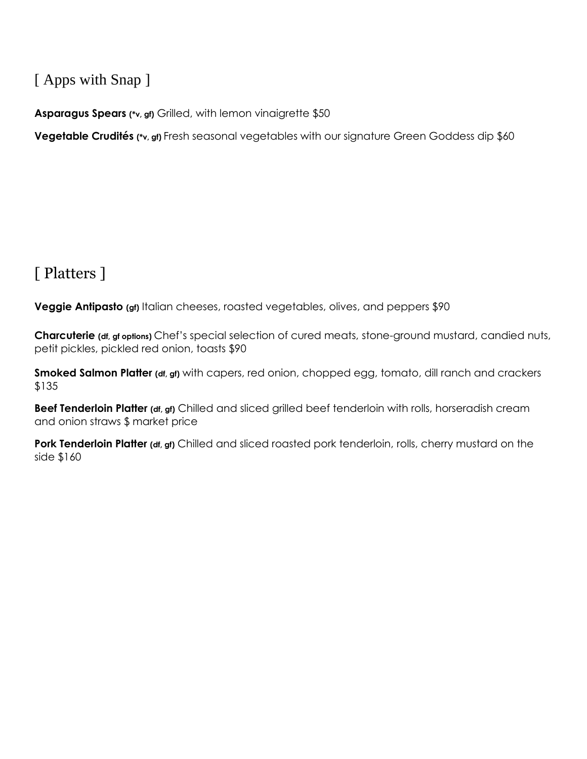## [ Apps with Snap ]

**Asparagus Spears** **(*v, gf)** Grilled, with lemon vinaigrette $50

**Vegetable Crudités** **(*v, gf)** Fresh seasonal vegetables with our signature Green Goddess dip $60

## [ Platters ]

**Veggie Antipasto** **(gf)** Italian cheeses, roasted vegetables, olives, and peppers $90

**Charcuterie** **(df, gf options)** Chef's special selection of cured meats, stone-ground mustard, candied nuts, petit pickles, pickled red onion, toasts $90

**Smoked Salmon Platter** **(df, gf)** with capers, red onion, chopped egg, tomato, dill ranch and crackers $135

**Beef Tenderloin Platter** **(df, gf)** Chilled and sliced grilled beef tenderloin with rolls, horseradish cream and onion straws $ market price

**Pork Tenderloin Platter** **(df, gf)** Chilled and sliced roasted pork tenderloin, rolls, cherry mustard on the side $160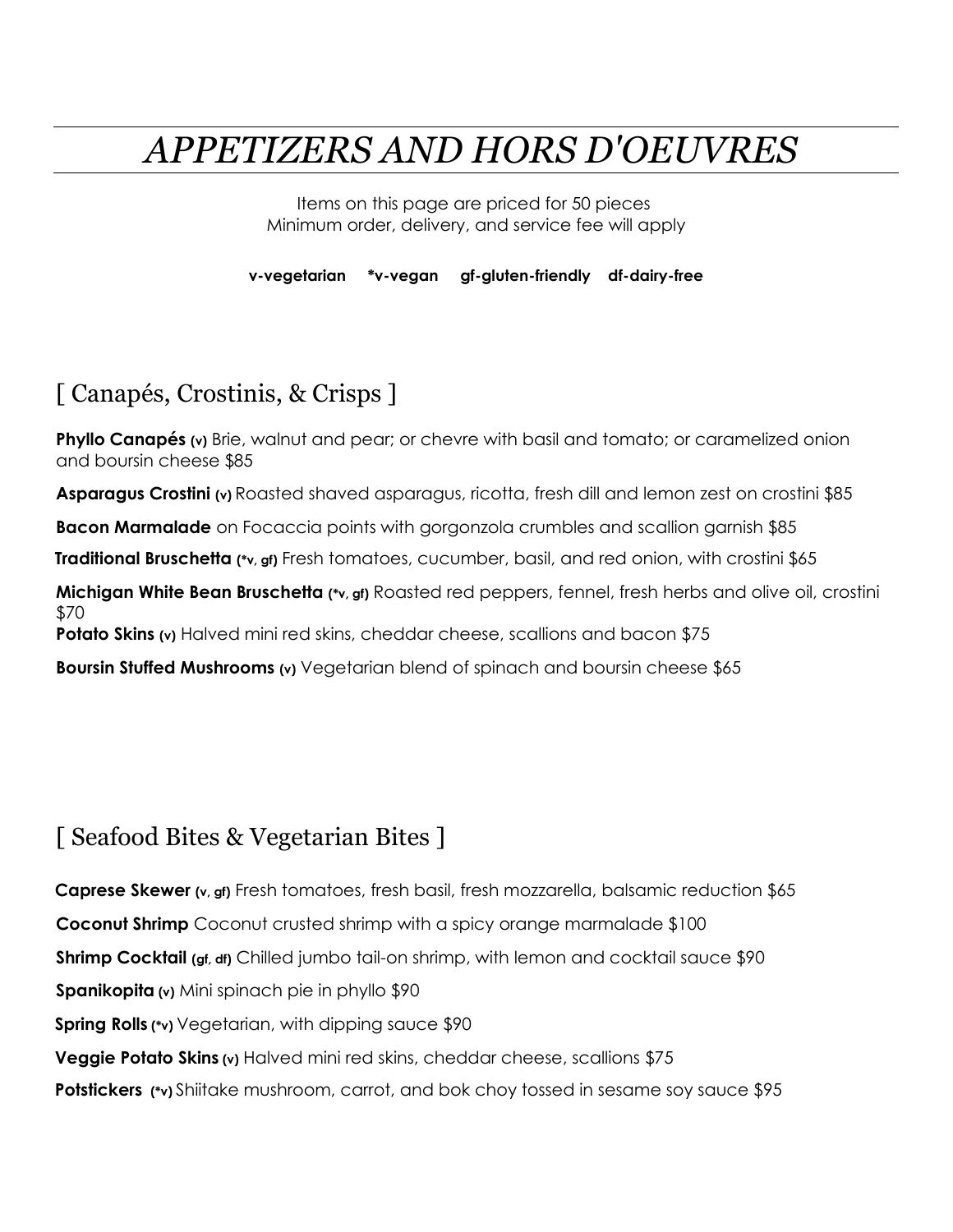# *APPETIZERS AND HORS D'OEUVRES*

Items on this page are priced for 50 pieces
Minimum order, delivery, and service fee will apply

**v-vegetarian   *v-vegan   gf-gluten-friendly   df-dairy-free**

## [ Canapés, Crostinis, & Crisps ]

**Phyllo Canapés (v)** Brie, walnut and pear; or chevre with basil and tomato; or caramelized onion and boursin cheese $85

**Asparagus Crostini (v)** Roasted shaved asparagus, ricotta, fresh dill and lemon zest on crostini $85

**Bacon Marmalade** on Focaccia points with gorgonzola crumbles and scallion garnish $85

**Traditional Bruschetta (*v, gf)** Fresh tomatoes, cucumber, basil, and red onion, with crostini $65

**Michigan White Bean Bruschetta (*v, gf)** Roasted red peppers, fennel, fresh herbs and olive oil, crostini $70

**Potato Skins (v)** Halved mini red skins, cheddar cheese, scallions and bacon $75

**Boursin Stuffed Mushrooms (v)** Vegetarian blend of spinach and boursin cheese $65

## [ Seafood Bites & Vegetarian Bites ]

**Caprese Skewer (v, gf)** Fresh tomatoes, fresh basil, fresh mozzarella, balsamic reduction $65

**Coconut Shrimp** Coconut crusted shrimp with a spicy orange marmalade $100

**Shrimp Cocktail (gf, df)** Chilled jumbo tail-on shrimp, with lemon and cocktail sauce $90

**Spanikopita (v)** Mini spinach pie in phyllo $90

**Spring Rolls (*v)** Vegetarian, with dipping sauce $90

**Veggie Potato Skins (v)** Halved mini red skins, cheddar cheese, scallions $75

**Potstickers (*v)** Shiitake mushroom, carrot, and bok choy tossed in sesame soy sauce $95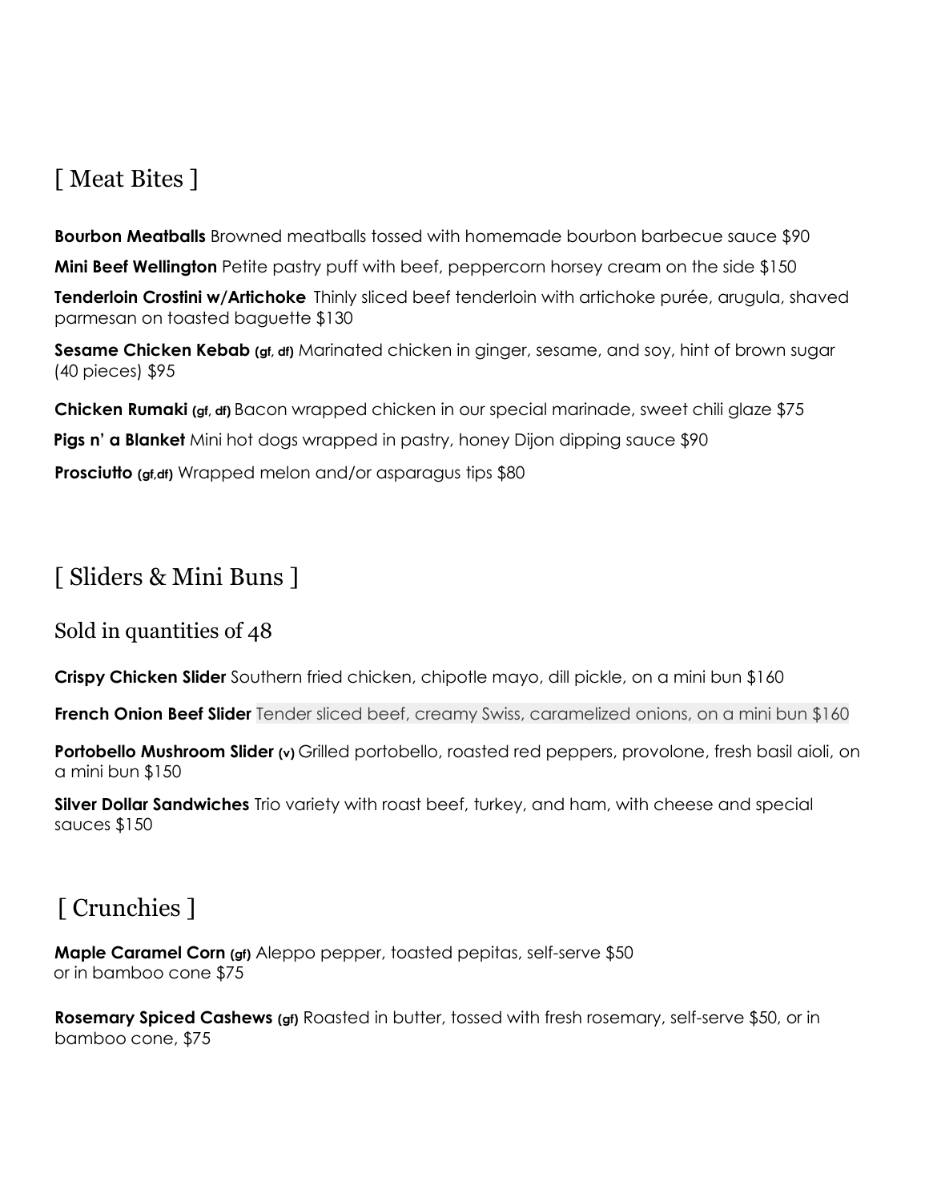## [ Meat Bites ]

**Bourbon Meatballs** Browned meatballs tossed with homemade bourbon barbecue sauce $90

**Mini Beef Wellington** Petite pastry puff with beef, peppercorn horsey cream on the side $150

**Tenderloin Crostini w/Artichoke** Thinly sliced beef tenderloin with artichoke purée, arugula, shaved parmesan on toasted baguette $130

**Sesame Chicken Kebab (gf, df)** Marinated chicken in ginger, sesame, and soy, hint of brown sugar (40 pieces) $95

**Chicken Rumaki (gf, df)** Bacon wrapped chicken in our special marinade, sweet chili glaze $75

**Pigs n' a Blanket** Mini hot dogs wrapped in pastry, honey Dijon dipping sauce $90

**Prosciutto (gf,df)** Wrapped melon and/or asparagus tips $80

## [ Sliders & Mini Buns ]

Sold in quantities of 48

**Crispy Chicken Slider** Southern fried chicken, chipotle mayo, dill pickle, on a mini bun $160

**French Onion Beef Slider** Tender sliced beef, creamy Swiss, caramelized onions, on a mini bun $160

**Portobello Mushroom Slider (v)** Grilled portobello, roasted red peppers, provolone, fresh basil aioli, on a mini bun $150

**Silver Dollar Sandwiches** Trio variety with roast beef, turkey, and ham, with cheese and special sauces $150

## [ Crunchies ]

**Maple Caramel Corn (gf)** Aleppo pepper, toasted pepitas, self-serve $50
or in bamboo cone $75

**Rosemary Spiced Cashews (gf)** Roasted in butter, tossed with fresh rosemary, self-serve $50, or in bamboo cone, $75